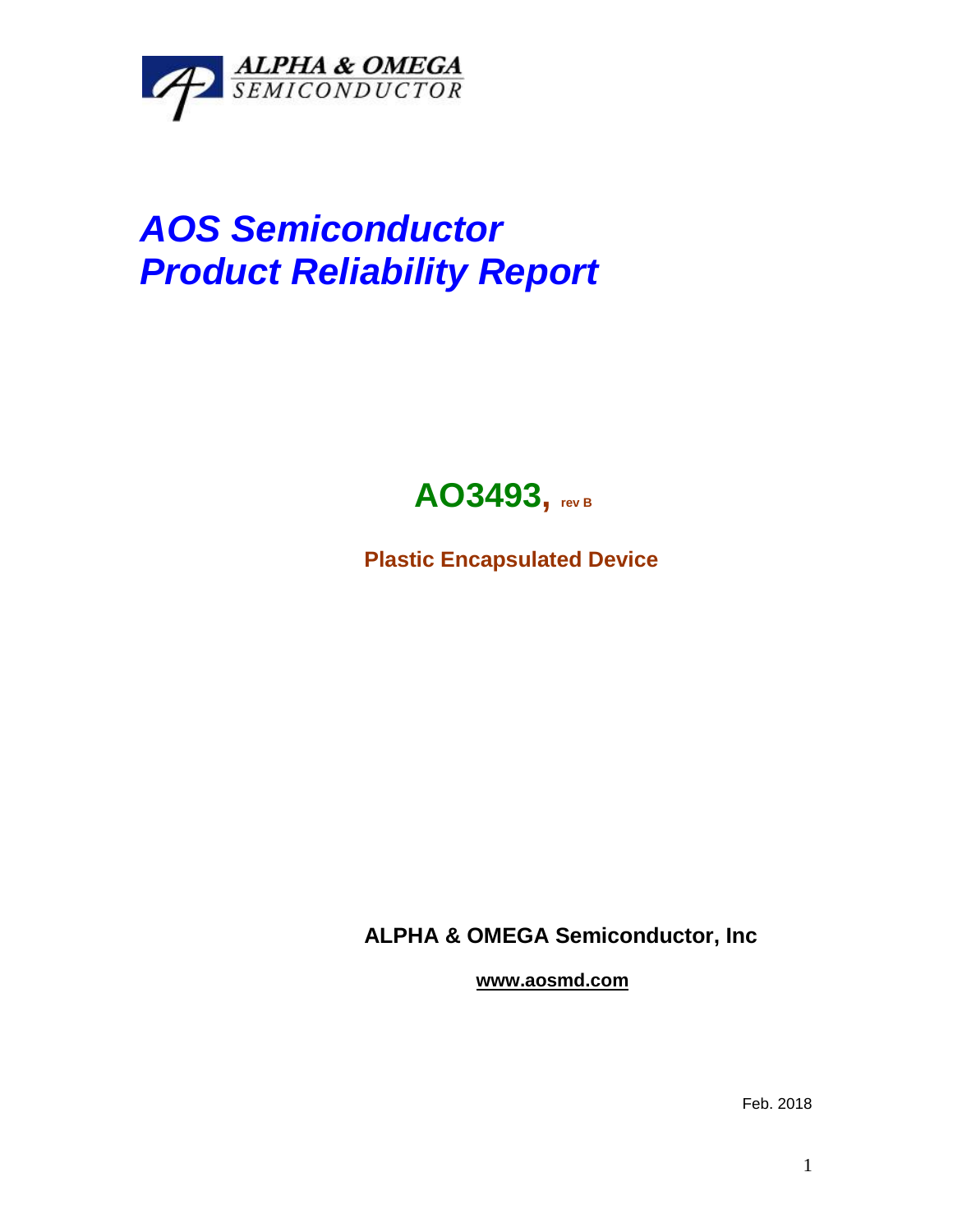ALPHA & OMEGA
SEMICONDUCTOR

# AOS Semiconductor
# Product Reliability Report

## AO3493, rev B

**Plastic Encapsulated Device**

**ALPHA & OMEGA Semiconductor, Inc**

**www.aosmd.com**

Feb. 2018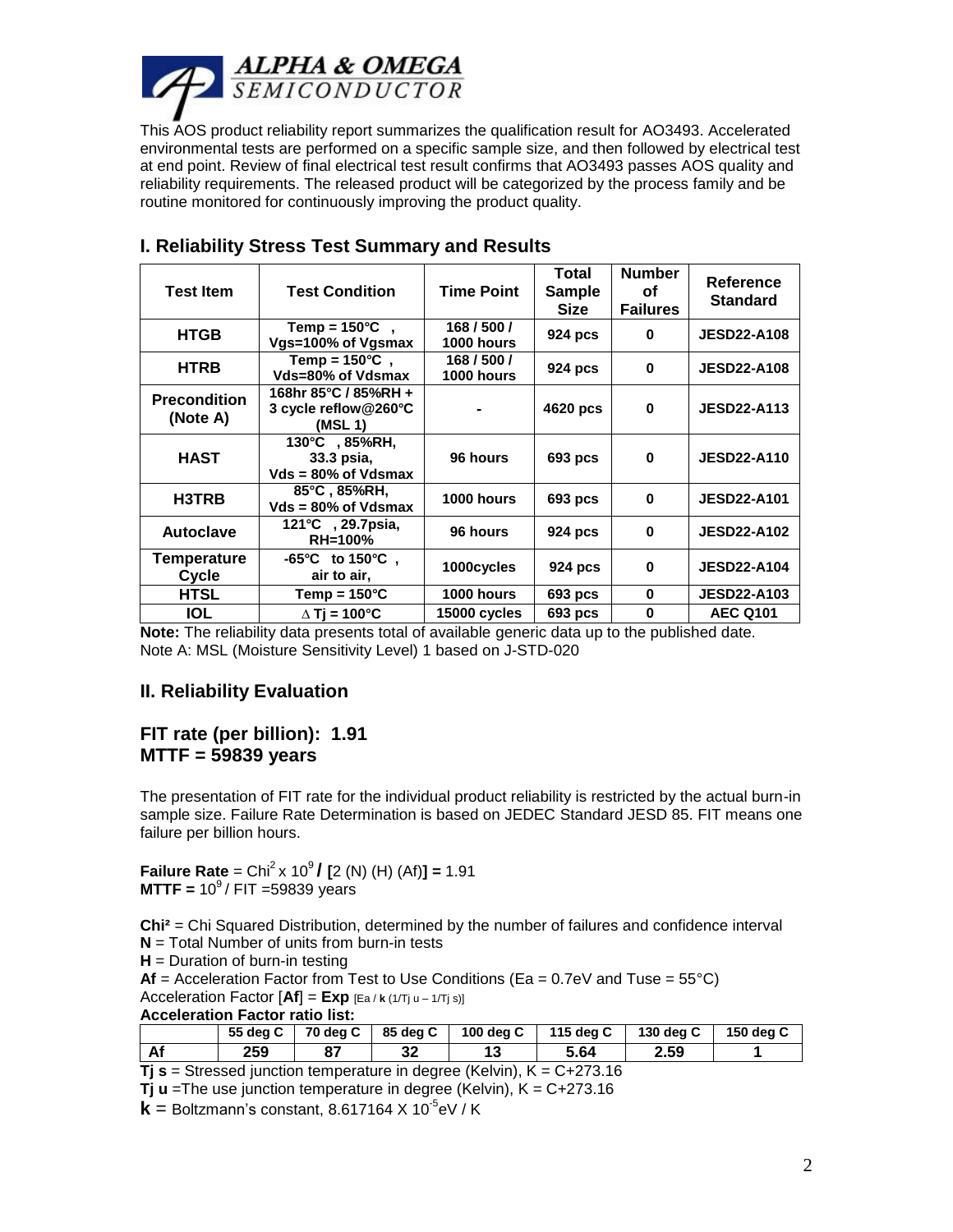ALPHA & OMEGA SEMICONDUCTOR

This AOS product reliability report summarizes the qualification result for AO3493. Accelerated environmental tests are performed on a specific sample size, and then followed by electrical test at end point. Review of final electrical test result confirms that AO3493 passes AOS quality and reliability requirements. The released product will be categorized by the process family and be routine monitored for continuously improving the product quality.

## I. Reliability Stress Test Summary and Results

| Test Item | Test Condition | Time Point | Total Sample Size | Number of Failures | Reference Standard |
|---|---|---|---|---|---|
| HTGB | Temp = 150°C , Vgs=100% of Vgsmax | 168 / 500 / 1000 hours | 924 pcs | 0 | JESD22-A108 |
| HTRB | Temp = 150°C , Vds=80% of Vdsmax | 168 / 500 / 1000 hours | 924 pcs | 0 | JESD22-A108 |
| Precondition (Note A) | 168hr 85°C / 85%RH + 3 cycle reflow@260°C (MSL 1) | - | 4620 pcs | 0 | JESD22-A113 |
| HAST | 130°C , 85%RH, 33.3 psia, Vds = 80% of Vdsmax | 96 hours | 693 pcs | 0 | JESD22-A110 |
| H3TRB | 85°C , 85%RH, Vds = 80% of Vdsmax | 1000 hours | 693 pcs | 0 | JESD22-A101 |
| Autoclave | 121°C , 29.7psia, RH=100% | 96 hours | 924 pcs | 0 | JESD22-A102 |
| Temperature Cycle | -65°C to 150°C , air to air, | 1000cycles | 924 pcs | 0 | JESD22-A104 |
| HTSL | Temp = 150°C | 1000 hours | 693 pcs | 0 | JESD22-A103 |
| IOL | $\Delta$ Tj = 100°C | 15000 cycles | 693 pcs | 0 | AEC Q101 |

**Note:** The reliability data presents total of available generic data up to the published date.
Note A: MSL (Moisture Sensitivity Level) 1 based on J-STD-020

## II. Reliability Evaluation

### FIT rate (per billion): 1.91
### MTTF = 59839 years

The presentation of FIT rate for the individual product reliability is restricted by the actual burn-in sample size. Failure Rate Determination is based on JEDEC Standard JESD 85. FIT means one failure per billion hours.

**Failure Rate** = $Chi^2 \times 10^9$ **/ [**2 (N) (H) (Af)**] =** 1.91
**MTTF =** $10^9$ / FIT =59839 years

**Chi²** = Chi Squared Distribution, determined by the number of failures and confidence interval
**N** = Total Number of units from burn-in tests
**H** = Duration of burn-in testing
**Af** = Acceleration Factor from Test to Use Conditions (Ea = 0.7eV and Tuse = 55°C)
Acceleration Factor [**Af**] = **Exp** [Ea / **k** (1/Tj u – 1/Tj s)]

**Acceleration Factor ratio list:**

| | 55 deg C | 70 deg C | 85 deg C | 100 deg C | 115 deg C | 130 deg C | 150 deg C |
|---|---|---|---|---|---|---|---|
| Af | 259 | 87 | 32 | 13 | 5.64 | 2.59 | 1 |

**Tj s** = Stressed junction temperature in degree (Kelvin), K = C+273.16
**Tj u** =The use junction temperature in degree (Kelvin), K = C+273.16
**k** = Boltzmann's constant, 8.617164 X $10^{-5}$eV / K